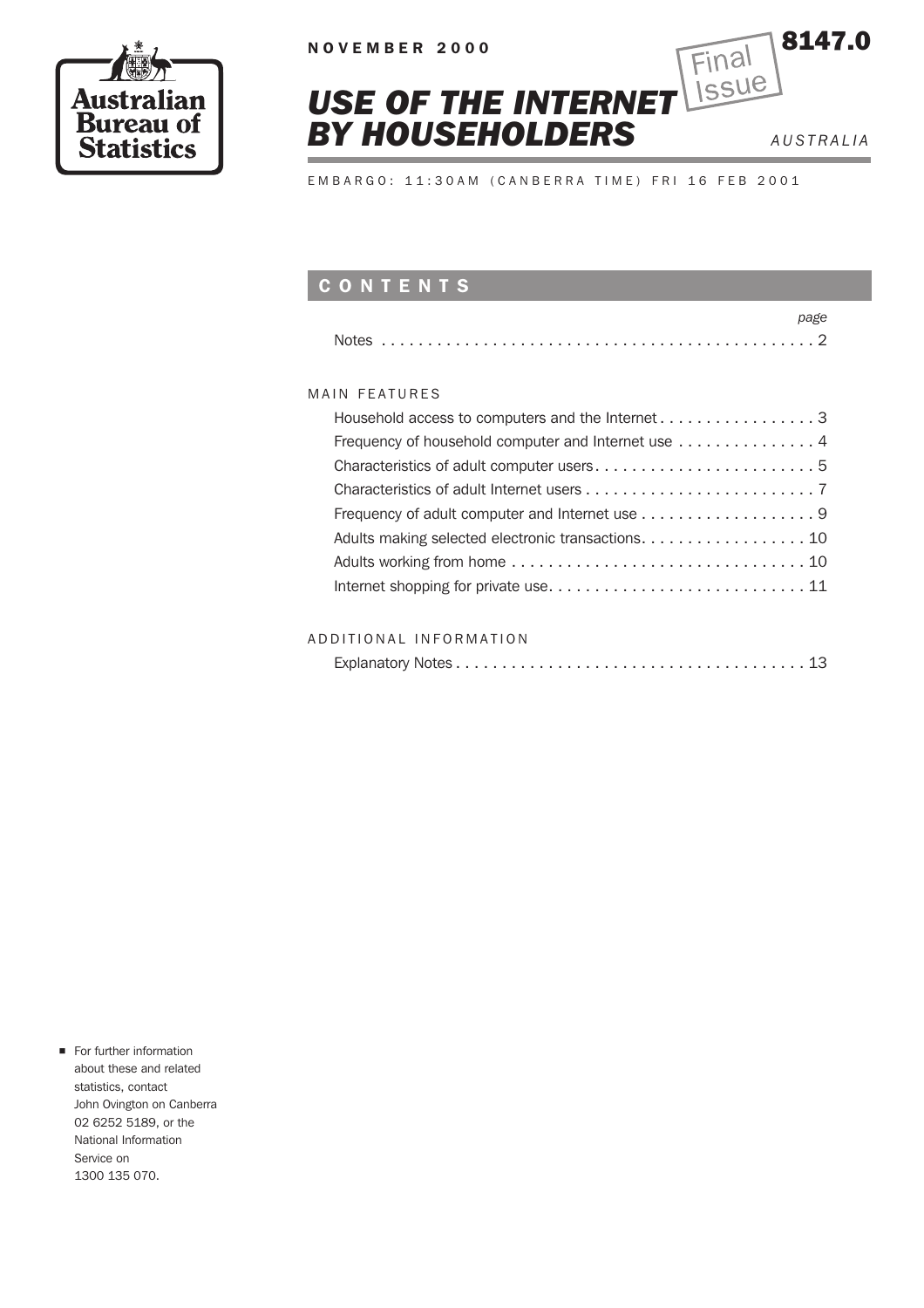Australian Bureau of Statistics

NOVEMBER 2000

Final Issue

**8147.0**

# *USE OF THE INTERNET BY HOUSEHOLDERS*

*AUSTRALIA*

EMBARGO: 11:30AM (CANBERRA TIME) FRI 16 FEB 2001

## CONTENTS

| | *page* |
|---|---|
| Notes | 2 |

MAIN FEATURES

| | |
|---|---|
| Household access to computers and the Internet | 3 |
| Frequency of household computer and Internet use | 4 |
| Characteristics of adult computer users | 5 |
| Characteristics of adult Internet users | 7 |
| Frequency of adult computer and Internet use | 9 |
| Adults making selected electronic transactions | 10 |
| Adults working from home | 10 |
| Internet shopping for private use | 11 |

ADDITIONAL INFORMATION

| | |
|---|---|
| Explanatory Notes | 13 |

- For further information about these and related statistics, contact John Ovington on Canberra 02 6252 5189, or the National Information Service on 1300 135 070.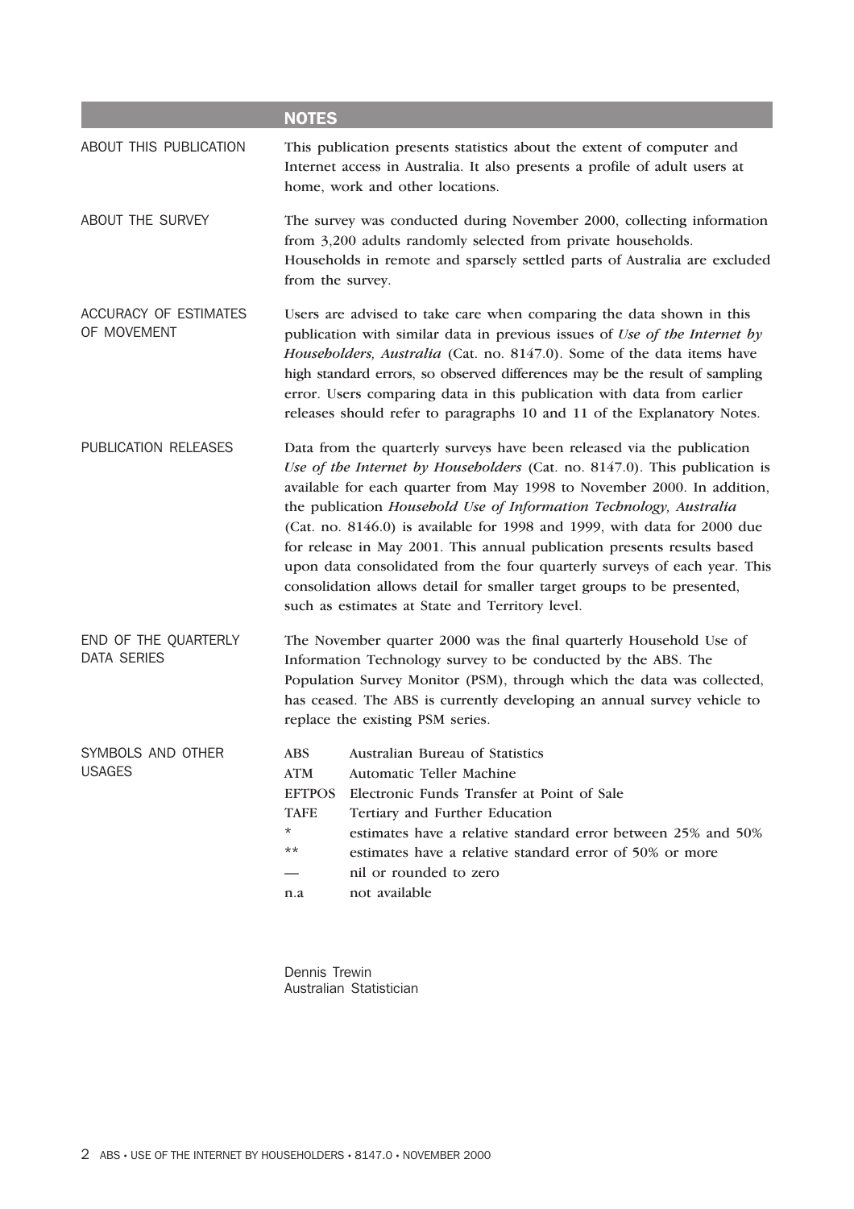## NOTES

**ABOUT THIS PUBLICATION**

This publication presents statistics about the extent of computer and Internet access in Australia. It also presents a profile of adult users at home, work and other locations.

**ABOUT THE SURVEY**

The survey was conducted during November 2000, collecting information from 3,200 adults randomly selected from private households. Households in remote and sparsely settled parts of Australia are excluded from the survey.

**ACCURACY OF ESTIMATES OF MOVEMENT**

Users are advised to take care when comparing the data shown in this publication with similar data in previous issues of *Use of the Internet by Householders, Australia* (Cat. no. 8147.0). Some of the data items have high standard errors, so observed differences may be the result of sampling error. Users comparing data in this publication with data from earlier releases should refer to paragraphs 10 and 11 of the Explanatory Notes.

**PUBLICATION RELEASES**

Data from the quarterly surveys have been released via the publication *Use of the Internet by Householders* (Cat. no. 8147.0). This publication is available for each quarter from May 1998 to November 2000. In addition, the publication *Household Use of Information Technology, Australia* (Cat. no. 8146.0) is available for 1998 and 1999, with data for 2000 due for release in May 2001. This annual publication presents results based upon data consolidated from the four quarterly surveys of each year. This consolidation allows detail for smaller target groups to be presented, such as estimates at State and Territory level.

**END OF THE QUARTERLY DATA SERIES**

The November quarter 2000 was the final quarterly Household Use of Information Technology survey to be conducted by the ABS. The Population Survey Monitor (PSM), through which the data was collected, has ceased. The ABS is currently developing an annual survey vehicle to replace the existing PSM series.

**SYMBOLS AND OTHER USAGES**

| | |
|---|---|
| ABS | Australian Bureau of Statistics |
| ATM | Automatic Teller Machine |
| EFTPOS | Electronic Funds Transfer at Point of Sale |
| TAFE | Tertiary and Further Education |
| * | estimates have a relative standard error between 25% and 50% |
| ** | estimates have a relative standard error of 50% or more |
| — | nil or rounded to zero |
| n.a | not available |

Dennis Trewin
Australian Statistician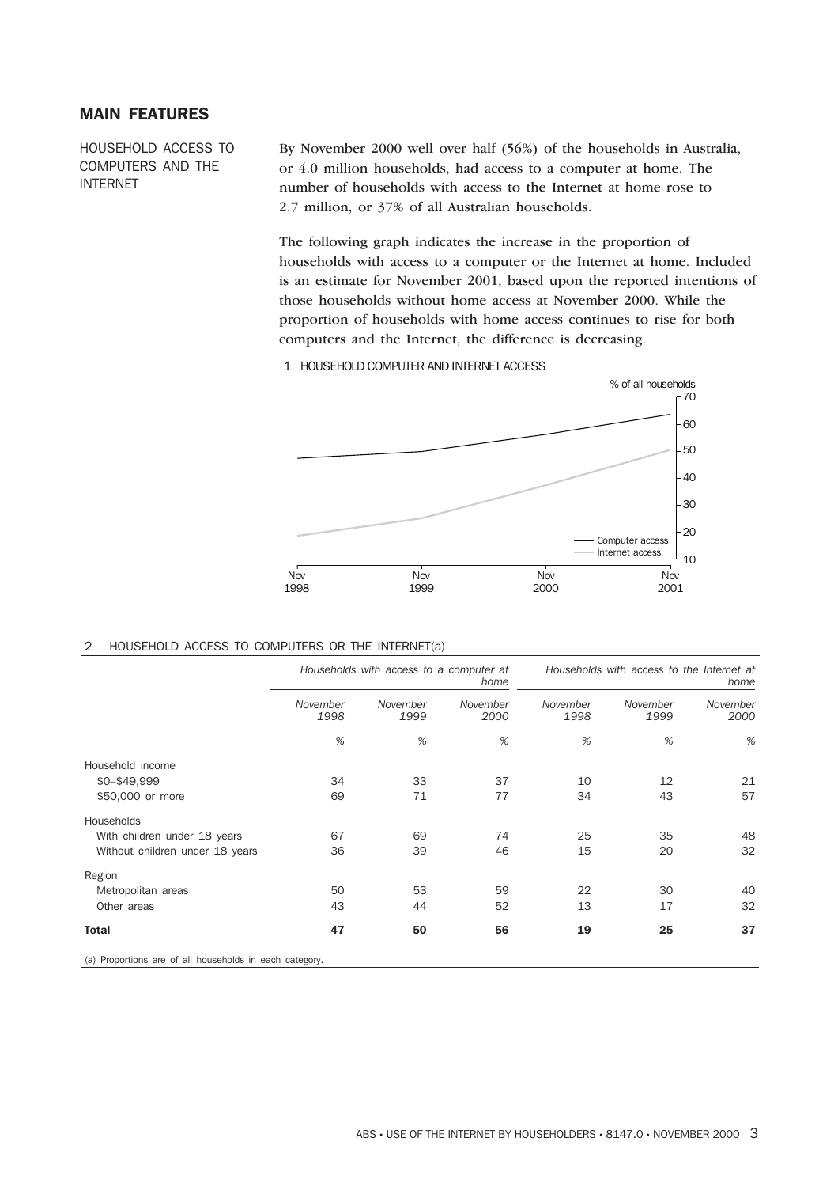## MAIN FEATURES

### HOUSEHOLD ACCESS TO COMPUTERS AND THE INTERNET

By November 2000 well over half (56%) of the households in Australia, or 4.0 million households, had access to a computer at home. The number of households with access to the Internet at home rose to 2.7 million, or 37% of all Australian households.

The following graph indicates the increase in the proportion of households with access to a computer or the Internet at home. Included is an estimate for November 2001, based upon the reported intentions of those households without home access at November 2000. While the proportion of households with home access continues to rise for both computers and the Internet, the difference is decreasing.

1 HOUSEHOLD COMPUTER AND INTERNET ACCESS

2 HOUSEHOLD ACCESS TO COMPUTERS OR THE INTERNET(a)

| | *Households with access to a computer at home* | | | *Households with access to the Internet at home* | | |
|---|---|---|---|---|---|---|
| | *November 1998* | *November 1999* | *November 2000* | *November 1998* | *November 1999* | *November 2000* |
| | *%* | *%* | *%* | *%* | *%* | *%* |
| Household income | | | | | | |
| $0–$49,999 | 34 | 33 | 37 | 10 | 12 | 21 |
| $50,000 or more | 69 | 71 | 77 | 34 | 43 | 57 |
| Households | | | | | | |
| With children under 18 years | 67 | 69 | 74 | 25 | 35 | 48 |
| Without children under 18 years | 36 | 39 | 46 | 15 | 20 | 32 |
| Region | | | | | | |
| Metropolitan areas | 50 | 53 | 59 | 22 | 30 | 40 |
| Other areas | 43 | 44 | 52 | 13 | 17 | 32 |
| **Total** | **47** | **50** | **56** | **19** | **25** | **37** |

(a) Proportions are of all households in each category.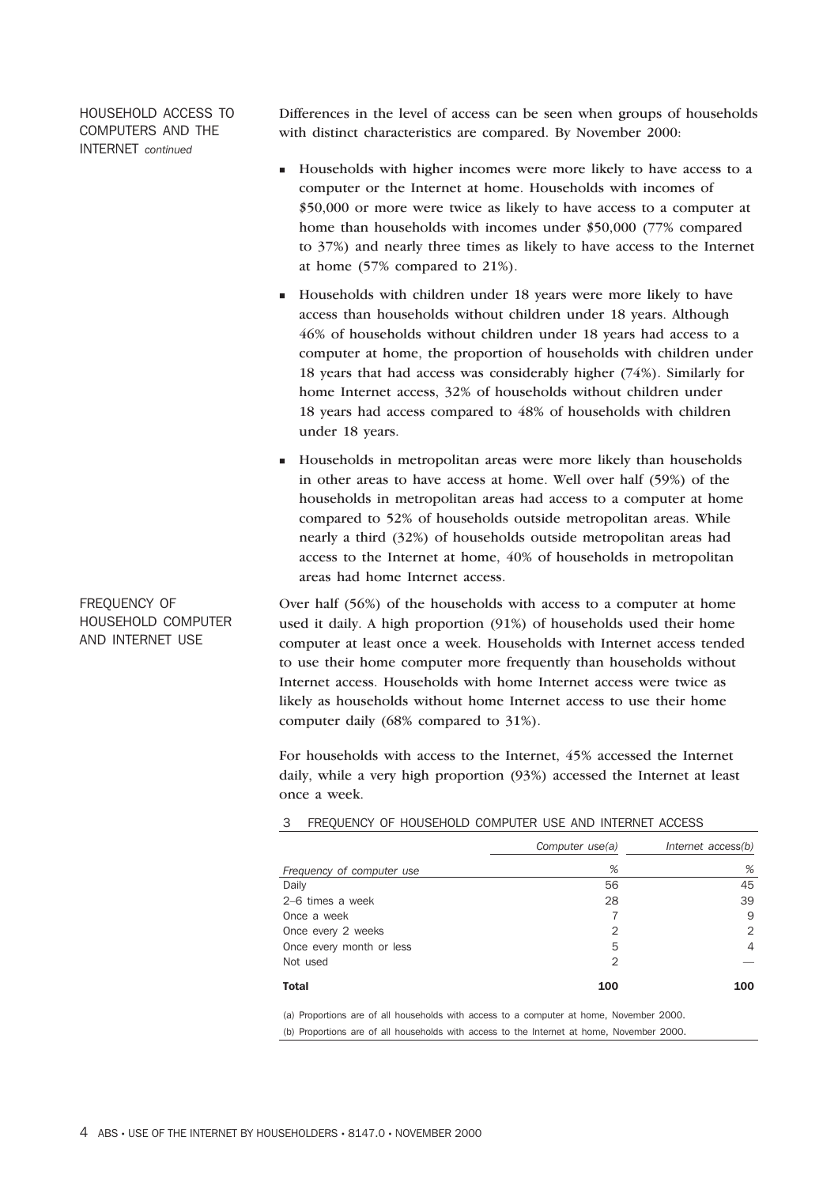## HOUSEHOLD ACCESS TO COMPUTERS AND THE INTERNET *continued*

Differences in the level of access can be seen when groups of households with distinct characteristics are compared. By November 2000:

- Households with higher incomes were more likely to have access to a computer or the Internet at home. Households with incomes of $50,000 or more were twice as likely to have access to a computer at home than households with incomes under $50,000 (77% compared to 37%) and nearly three times as likely to have access to the Internet at home (57% compared to 21%).
- Households with children under 18 years were more likely to have access than households without children under 18 years. Although 46% of households without children under 18 years had access to a computer at home, the proportion of households with children under 18 years that had access was considerably higher (74%). Similarly for home Internet access, 32% of households without children under 18 years had access compared to 48% of households with children under 18 years.
- Households in metropolitan areas were more likely than households in other areas to have access at home. Well over half (59%) of the households in metropolitan areas had access to a computer at home compared to 52% of households outside metropolitan areas. While nearly a third (32%) of households outside metropolitan areas had access to the Internet at home, 40% of households in metropolitan areas had home Internet access.

## FREQUENCY OF HOUSEHOLD COMPUTER AND INTERNET USE

Over half (56%) of the households with access to a computer at home used it daily. A high proportion (91%) of households used their home computer at least once a week. Households with Internet access tended to use their home computer more frequently than households without Internet access. Households with home Internet access were twice as likely as households without home Internet access to use their home computer daily (68% compared to 31%).

For households with access to the Internet, 45% accessed the Internet daily, while a very high proportion (93%) accessed the Internet at least once a week.

3 FREQUENCY OF HOUSEHOLD COMPUTER USE AND INTERNET ACCESS

| | *Computer use(a)* | *Internet access(b)* |
|---|---|---|
| *Frequency of computer use* | % | % |
| Daily | 56 | 45 |
| 2–6 times a week | 28 | 39 |
| Once a week | 7 | 9 |
| Once every 2 weeks | 2 | 2 |
| Once every month or less | 5 | 4 |
| Not used | 2 | — |
| **Total** | **100** | **100** |

(a) Proportions are of all households with access to a computer at home, November 2000.
(b) Proportions are of all households with access to the Internet at home, November 2000.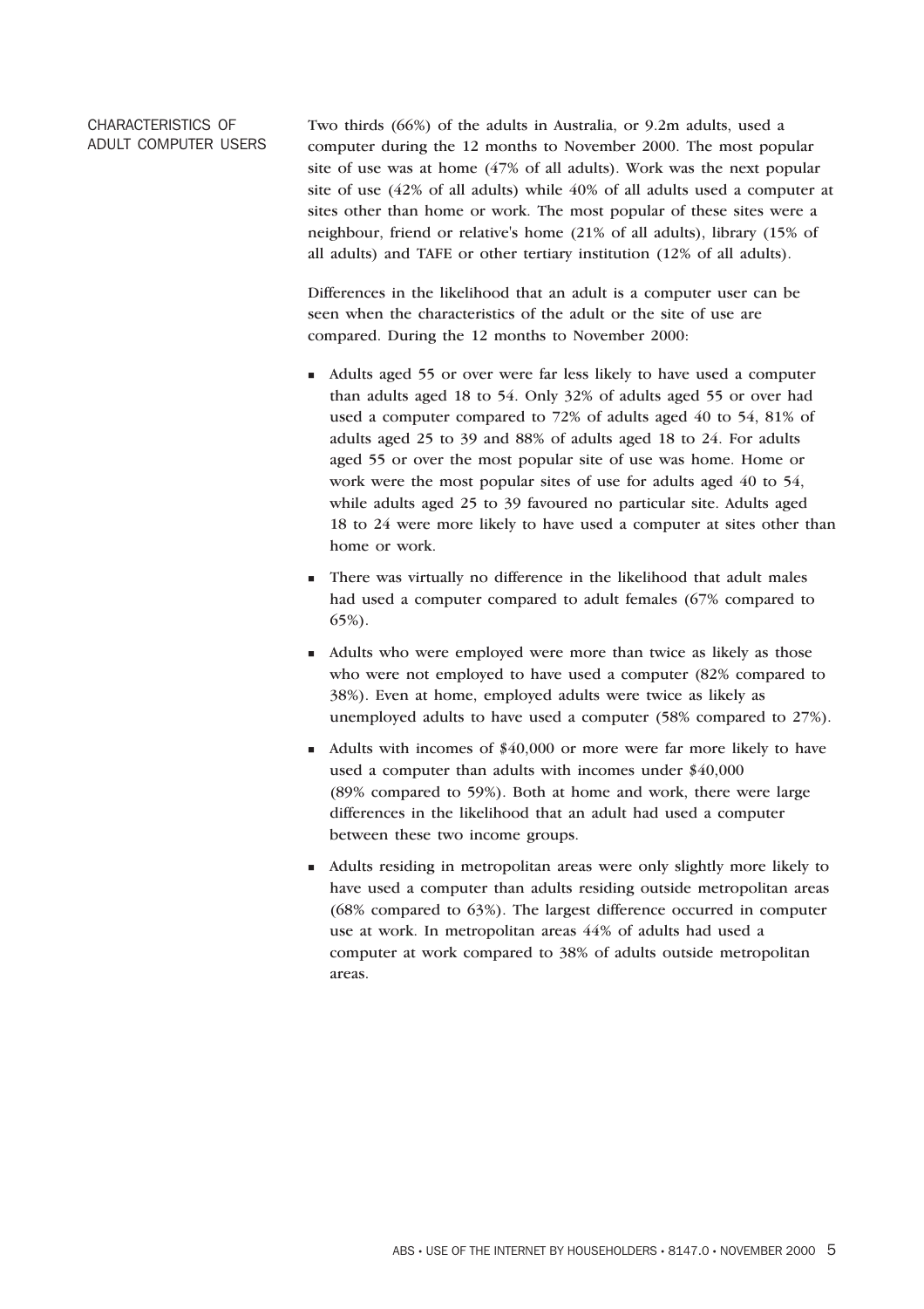## CHARACTERISTICS OF ADULT COMPUTER USERS

Two thirds (66%) of the adults in Australia, or 9.2m adults, used a computer during the 12 months to November 2000. The most popular site of use was at home (47% of all adults). Work was the next popular site of use (42% of all adults) while 40% of all adults used a computer at sites other than home or work. The most popular of these sites were a neighbour, friend or relative's home (21% of all adults), library (15% of all adults) and TAFE or other tertiary institution (12% of all adults).

Differences in the likelihood that an adult is a computer user can be seen when the characteristics of the adult or the site of use are compared. During the 12 months to November 2000:

- Adults aged 55 or over were far less likely to have used a computer than adults aged 18 to 54. Only 32% of adults aged 55 or over had used a computer compared to 72% of adults aged 40 to 54, 81% of adults aged 25 to 39 and 88% of adults aged 18 to 24. For adults aged 55 or over the most popular site of use was home. Home or work were the most popular sites of use for adults aged 40 to 54, while adults aged 25 to 39 favoured no particular site. Adults aged 18 to 24 were more likely to have used a computer at sites other than home or work.
- There was virtually no difference in the likelihood that adult males had used a computer compared to adult females (67% compared to 65%).
- Adults who were employed were more than twice as likely as those who were not employed to have used a computer (82% compared to 38%). Even at home, employed adults were twice as likely as unemployed adults to have used a computer (58% compared to 27%).
- Adults with incomes of $40,000 or more were far more likely to have used a computer than adults with incomes under $40,000 (89% compared to 59%). Both at home and work, there were large differences in the likelihood that an adult had used a computer between these two income groups.
- Adults residing in metropolitan areas were only slightly more likely to have used a computer than adults residing outside metropolitan areas (68% compared to 63%). The largest difference occurred in computer use at work. In metropolitan areas 44% of adults had used a computer at work compared to 38% of adults outside metropolitan areas.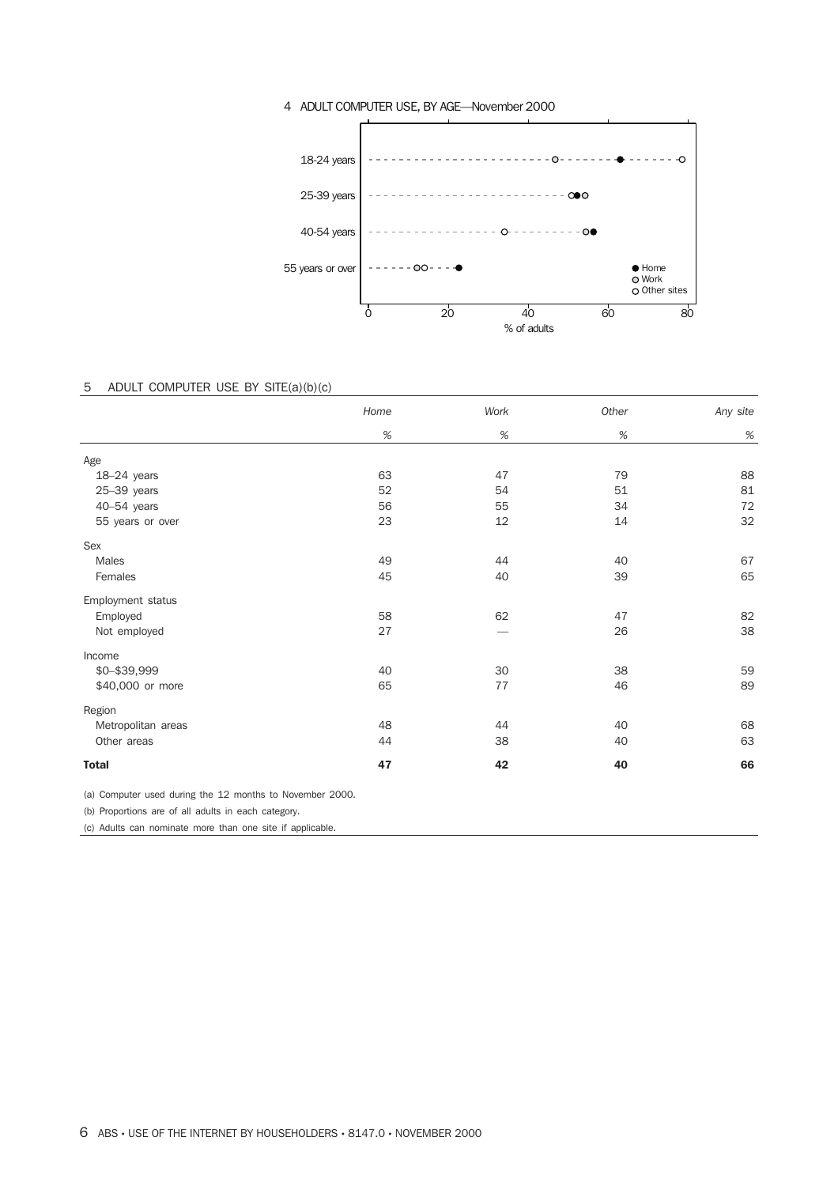4 ADULT COMPUTER USE, BY AGE—November 2000

| | Home | Work | Other sites |
|---|---|---|---|
| 18-24 years | | | |
| 25-39 years | | | |
| 40-54 years | | | |
| 55 years or over | | | |

% of adults

5 ADULT COMPUTER USE BY SITE(a)(b)(c)

| | *Home* | *Work* | *Other* | *Any site* |
|---|---|---|---|---|
| | % | % | % | % |
| **Age** | | | | |
| 18–24 years | 63 | 47 | 79 | 88 |
| 25–39 years | 52 | 54 | 51 | 81 |
| 40–54 years | 56 | 55 | 34 | 72 |
| 55 years or over | 23 | 12 | 14 | 32 |
| **Sex** | | | | |
| Males | 49 | 44 | 40 | 67 |
| Females | 45 | 40 | 39 | 65 |
| **Employment status** | | | | |
| Employed | 58 | 62 | 47 | 82 |
| Not employed | 27 | — | 26 | 38 |
| **Income** | | | | |
| $0–$39,999 | 40 | 30 | 38 | 59 |
| $40,000 or more | 65 | 77 | 46 | 89 |
| **Region** | | | | |
| Metropolitan areas | 48 | 44 | 40 | 68 |
| Other areas | 44 | 38 | 40 | 63 |
| **Total** | **47** | **42** | **40** | **66** |

(a) Computer used during the 12 months to November 2000.

(b) Proportions are of all adults in each category.

(c) Adults can nominate more than one site if applicable.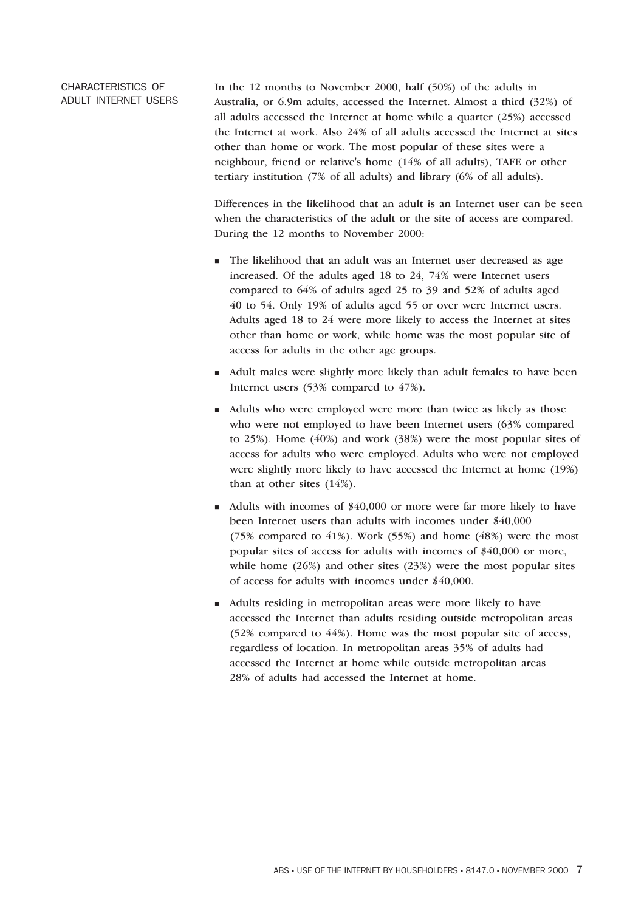## CHARACTERISTICS OF ADULT INTERNET USERS

In the 12 months to November 2000, half (50%) of the adults in Australia, or 6.9m adults, accessed the Internet. Almost a third (32%) of all adults accessed the Internet at home while a quarter (25%) accessed the Internet at work. Also 24% of all adults accessed the Internet at sites other than home or work. The most popular of these sites were a neighbour, friend or relative's home (14% of all adults), TAFE or other tertiary institution (7% of all adults) and library (6% of all adults).

Differences in the likelihood that an adult is an Internet user can be seen when the characteristics of the adult or the site of access are compared. During the 12 months to November 2000:

- The likelihood that an adult was an Internet user decreased as age increased. Of the adults aged 18 to 24, 74% were Internet users compared to 64% of adults aged 25 to 39 and 52% of adults aged 40 to 54. Only 19% of adults aged 55 or over were Internet users. Adults aged 18 to 24 were more likely to access the Internet at sites other than home or work, while home was the most popular site of access for adults in the other age groups.
- Adult males were slightly more likely than adult females to have been Internet users (53% compared to 47%).
- Adults who were employed were more than twice as likely as those who were not employed to have been Internet users (63% compared to 25%). Home (40%) and work (38%) were the most popular sites of access for adults who were employed. Adults who were not employed were slightly more likely to have accessed the Internet at home (19%) than at other sites (14%).
- Adults with incomes of $40,000 or more were far more likely to have been Internet users than adults with incomes under $40,000 (75% compared to 41%). Work (55%) and home (48%) were the most popular sites of access for adults with incomes of $40,000 or more, while home (26%) and other sites (23%) were the most popular sites of access for adults with incomes under $40,000.
- Adults residing in metropolitan areas were more likely to have accessed the Internet than adults residing outside metropolitan areas (52% compared to 44%). Home was the most popular site of access, regardless of location. In metropolitan areas 35% of adults had accessed the Internet at home while outside metropolitan areas 28% of adults had accessed the Internet at home.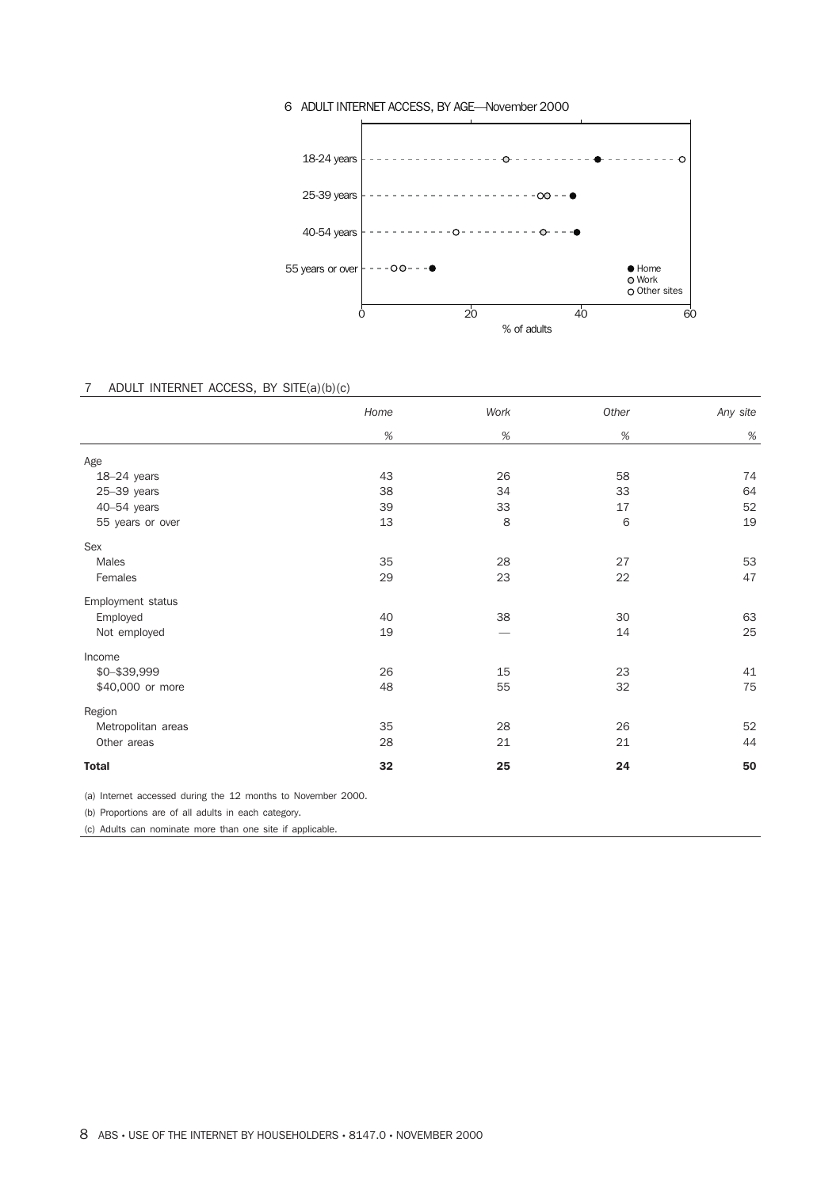6 ADULT INTERNET ACCESS, BY AGE—November 2000

7 ADULT INTERNET ACCESS, BY SITE(a)(b)(c)

| | *Home* | *Work* | *Other* | *Any site* |
|---|---|---|---|---|
| | % | % | % | % |
| Age | | | | |
| 18–24 years | 43 | 26 | 58 | 74 |
| 25–39 years | 38 | 34 | 33 | 64 |
| 40–54 years | 39 | 33 | 17 | 52 |
| 55 years or over | 13 | 8 | 6 | 19 |
| Sex | | | | |
| Males | 35 | 28 | 27 | 53 |
| Females | 29 | 23 | 22 | 47 |
| Employment status | | | | |
| Employed | 40 | 38 | 30 | 63 |
| Not employed | 19 | — | 14 | 25 |
| Income | | | | |
| $0–$39,999 | 26 | 15 | 23 | 41 |
| $40,000 or more | 48 | 55 | 32 | 75 |
| Region | | | | |
| Metropolitan areas | 35 | 28 | 26 | 52 |
| Other areas | 28 | 21 | 21 | 44 |
| **Total** | **32** | **25** | **24** | **50** |

(a) Internet accessed during the 12 months to November 2000.

(b) Proportions are of all adults in each category.

(c) Adults can nominate more than one site if applicable.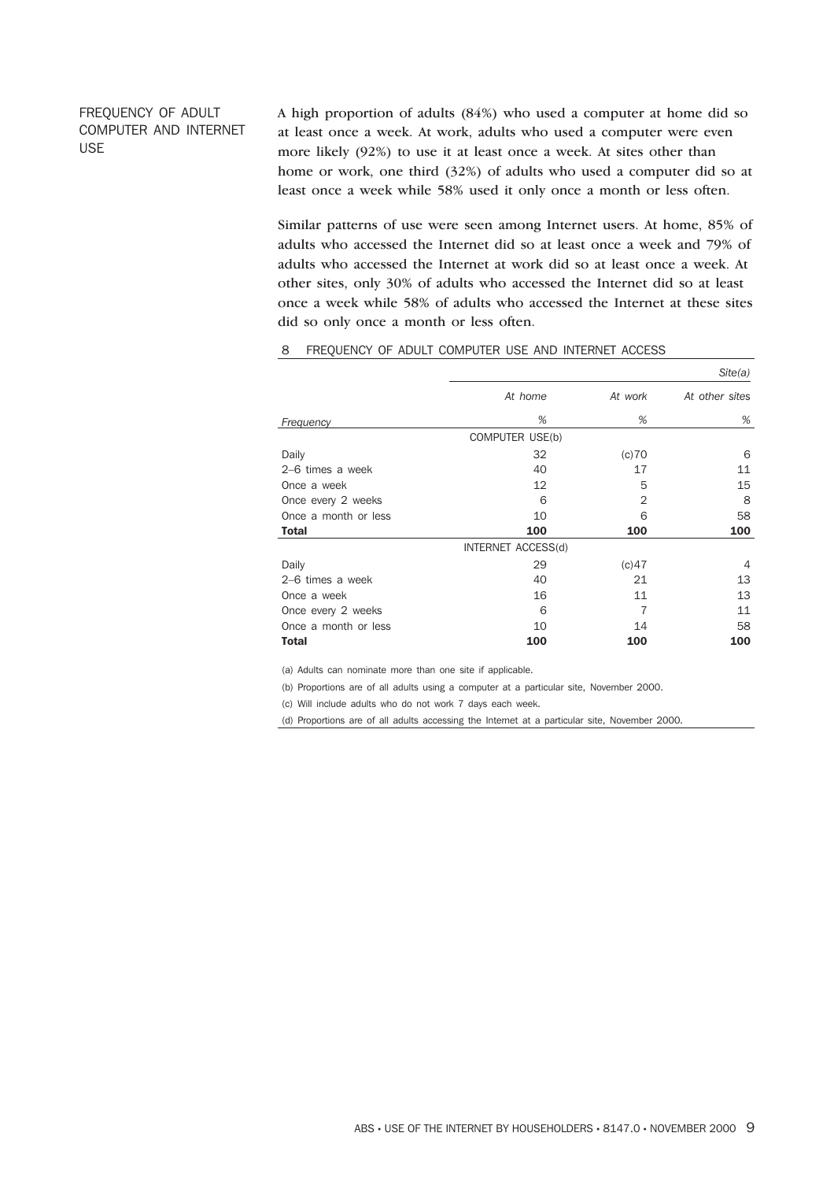## FREQUENCY OF ADULT COMPUTER AND INTERNET USE

A high proportion of adults (84%) who used a computer at home did so at least once a week. At work, adults who used a computer were even more likely (92%) to use it at least once a week. At sites other than home or work, one third (32%) of adults who used a computer did so at least once a week while 58% used it only once a month or less often.

Similar patterns of use were seen among Internet users. At home, 85% of adults who accessed the Internet did so at least once a week and 79% of adults who accessed the Internet at work did so at least once a week. At other sites, only 30% of adults who accessed the Internet did so at least once a week while 58% of adults who accessed the Internet at these sites did so only once a month or less often.

8 FREQUENCY OF ADULT COMPUTER USE AND INTERNET ACCESS

| | | | *Site(a)* |
|---|---|---|---|
| | *At home* | *At work* | *At other sites* |
| *Frequency* | % | % | % |
| | COMPUTER USE(b) | | |
| Daily | 32 | (c)70 | 6 |
| 2–6 times a week | 40 | 17 | 11 |
| Once a week | 12 | 5 | 15 |
| Once every 2 weeks | 6 | 2 | 8 |
| Once a month or less | 10 | 6 | 58 |
| **Total** | **100** | **100** | **100** |
| | INTERNET ACCESS(d) | | |
| Daily | 29 | (c)47 | 4 |
| 2–6 times a week | 40 | 21 | 13 |
| Once a week | 16 | 11 | 13 |
| Once every 2 weeks | 6 | 7 | 11 |
| Once a month or less | 10 | 14 | 58 |
| **Total** | **100** | **100** | **100** |

(a) Adults can nominate more than one site if applicable.

(b) Proportions are of all adults using a computer at a particular site, November 2000.

(c) Will include adults who do not work 7 days each week.

(d) Proportions are of all adults accessing the Internet at a particular site, November 2000.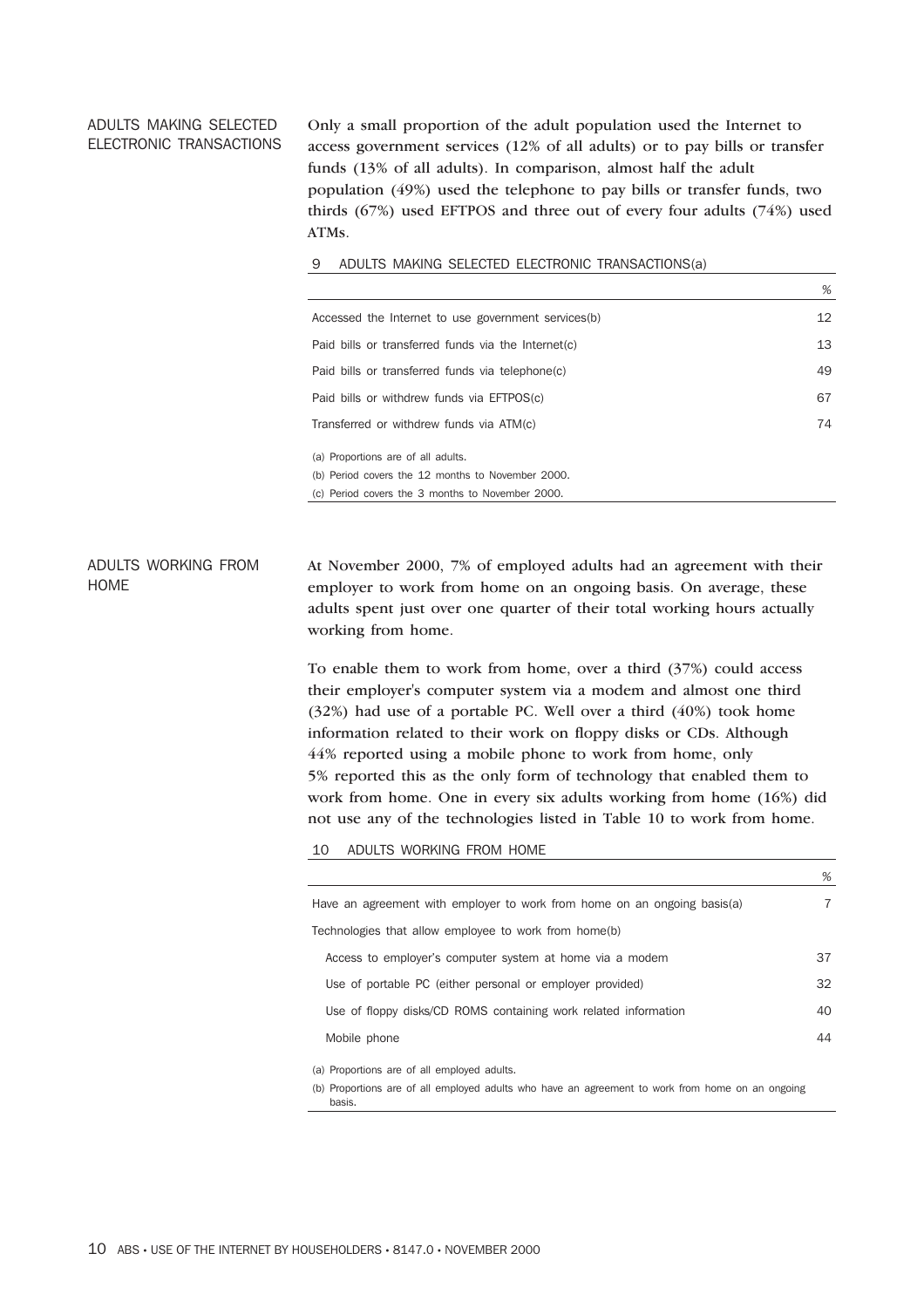## ADULTS MAKING SELECTED ELECTRONIC TRANSACTIONS

Only a small proportion of the adult population used the Internet to access government services (12% of all adults) or to pay bills or transfer funds (13% of all adults). In comparison, almost half the adult population (49%) used the telephone to pay bills or transfer funds, two thirds (67%) used EFTPOS and three out of every four adults (74%) used ATMs.

9 ADULTS MAKING SELECTED ELECTRONIC TRANSACTIONS(a)

| | % |
|---|---|
| Accessed the Internet to use government services(b) | 12 |
| Paid bills or transferred funds via the Internet(c) | 13 |
| Paid bills or transferred funds via telephone(c) | 49 |
| Paid bills or withdrew funds via EFTPOS(c) | 67 |
| Transferred or withdrew funds via ATM(c) | 74 |

(a) Proportions are of all adults.
(b) Period covers the 12 months to November 2000.
(c) Period covers the 3 months to November 2000.

## ADULTS WORKING FROM HOME

At November 2000, 7% of employed adults had an agreement with their employer to work from home on an ongoing basis. On average, these adults spent just over one quarter of their total working hours actually working from home.

To enable them to work from home, over a third (37%) could access their employer's computer system via a modem and almost one third (32%) had use of a portable PC. Well over a third (40%) took home information related to their work on floppy disks or CDs. Although 44% reported using a mobile phone to work from home, only 5% reported this as the only form of technology that enabled them to work from home. One in every six adults working from home (16%) did not use any of the technologies listed in Table 10 to work from home.

10 ADULTS WORKING FROM HOME

| | % |
|---|---|
| Have an agreement with employer to work from home on an ongoing basis(a) | 7 |
| Technologies that allow employee to work from home(b) | |
| Access to employer's computer system at home via a modem | 37 |
| Use of portable PC (either personal or employer provided) | 32 |
| Use of floppy disks/CD ROMS containing work related information | 40 |
| Mobile phone | 44 |

(a) Proportions are of all employed adults.
(b) Proportions are of all employed adults who have an agreement to work from home on an ongoing basis.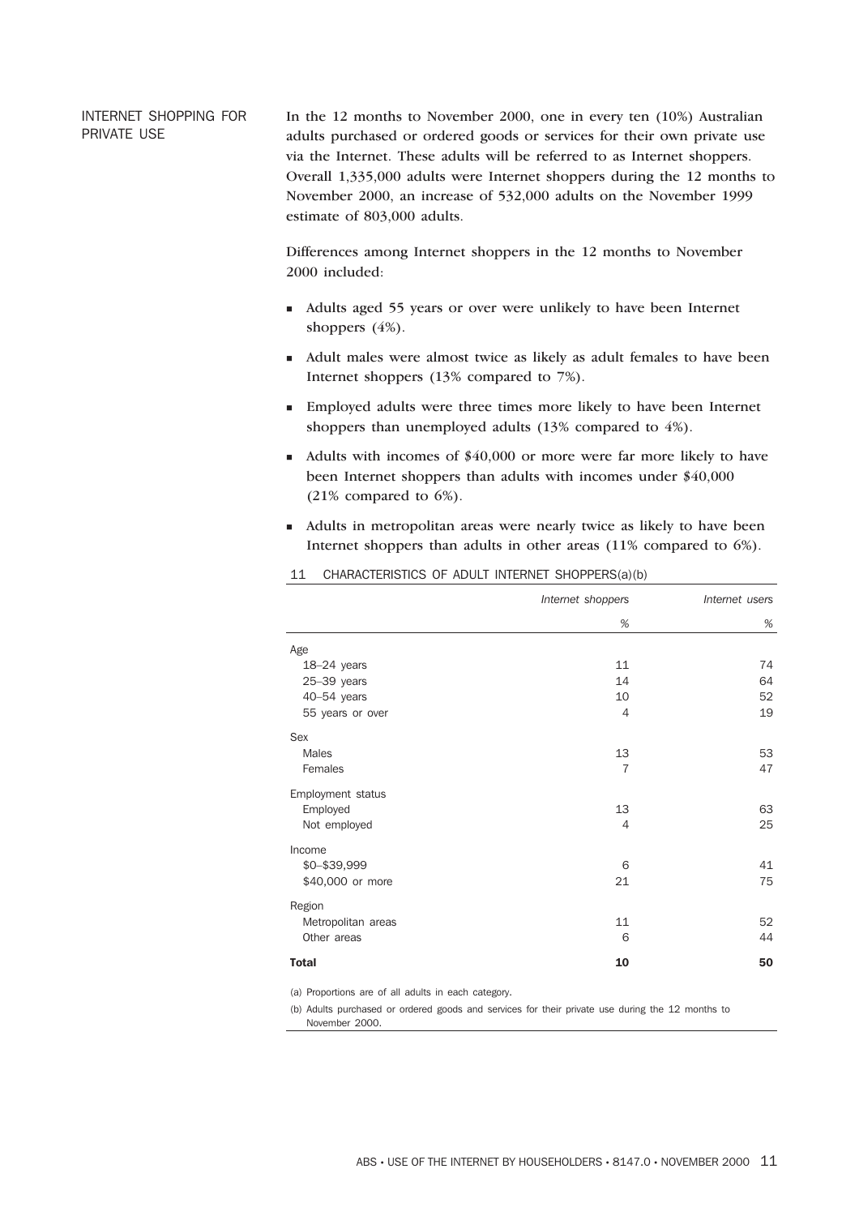## INTERNET SHOPPING FOR PRIVATE USE

In the 12 months to November 2000, one in every ten (10%) Australian adults purchased or ordered goods or services for their own private use via the Internet. These adults will be referred to as Internet shoppers. Overall 1,335,000 adults were Internet shoppers during the 12 months to November 2000, an increase of 532,000 adults on the November 1999 estimate of 803,000 adults.

Differences among Internet shoppers in the 12 months to November 2000 included:

- Adults aged 55 years or over were unlikely to have been Internet shoppers (4%).
- Adult males were almost twice as likely as adult females to have been Internet shoppers (13% compared to 7%).
- Employed adults were three times more likely to have been Internet shoppers than unemployed adults (13% compared to 4%).
- Adults with incomes of $40,000 or more were far more likely to have been Internet shoppers than adults with incomes under $40,000 (21% compared to 6%).
- Adults in metropolitan areas were nearly twice as likely to have been Internet shoppers than adults in other areas (11% compared to 6%).

11 CHARACTERISTICS OF ADULT INTERNET SHOPPERS(a)(b)

| | *Internet shoppers* | *Internet users* |
|---|---|---|
| | % | % |
| **Age** | | |
| 18–24 years | 11 | 74 |
| 25–39 years | 14 | 64 |
| 40–54 years | 10 | 52 |
| 55 years or over | 4 | 19 |
| **Sex** | | |
| Males | 13 | 53 |
| Females | 7 | 47 |
| **Employment status** | | |
| Employed | 13 | 63 |
| Not employed | 4 | 25 |
| **Income** | | |
| $0–$39,999 | 6 | 41 |
| $40,000 or more | 21 | 75 |
| **Region** | | |
| Metropolitan areas | 11 | 52 |
| Other areas | 6 | 44 |
| **Total** | **10** | **50** |

(a) Proportions are of all adults in each category.

(b) Adults purchased or ordered goods and services for their private use during the 12 months to November 2000.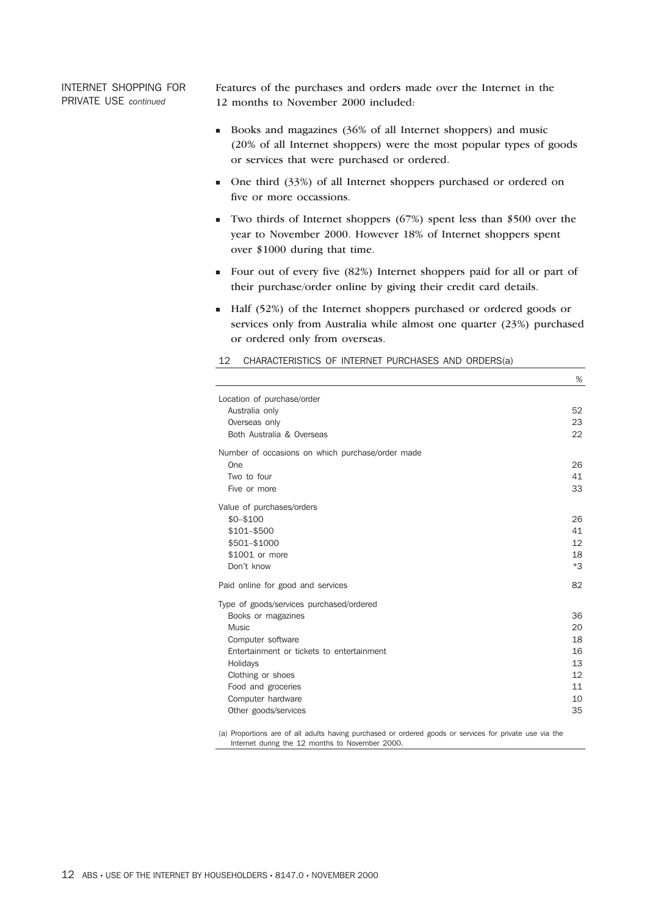## INTERNET SHOPPING FOR PRIVATE USE *continued*

Features of the purchases and orders made over the Internet in the 12 months to November 2000 included:

- Books and magazines (36% of all Internet shoppers) and music (20% of all Internet shoppers) were the most popular types of goods or services that were purchased or ordered.
- One third (33%) of all Internet shoppers purchased or ordered on five or more occassions.
- Two thirds of Internet shoppers (67%) spent less than $500 over the year to November 2000. However 18% of Internet shoppers spent over $1000 during that time.
- Four out of every five (82%) Internet shoppers paid for all or part of their purchase/order online by giving their credit card details.
- Half (52%) of the Internet shoppers purchased or ordered goods or services only from Australia while almost one quarter (23%) purchased or ordered only from overseas.

12 CHARACTERISTICS OF INTERNET PURCHASES AND ORDERS(a)

| | % |
|---|---|
| **Location of purchase/order** | |
| Australia only | 52 |
| Overseas only | 23 |
| Both Australia & Overseas | 22 |
| **Number of occasions on which purchase/order made** | |
| One | 26 |
| Two to four | 41 |
| Five or more | 33 |
| **Value of purchases/orders** | |
| $0–$100 | 26 |
| $101–$500 | 41 |
| $501–$1000 | 12 |
| $1001 or more | 18 |
| Don't know | *3 |
| **Paid online for good and services** | 82 |
| **Type of goods/services purchased/ordered** | |
| Books or magazines | 36 |
| Music | 20 |
| Computer software | 18 |
| Entertainment or tickets to entertainment | 16 |
| Holidays | 13 |
| Clothing or shoes | 12 |
| Food and groceries | 11 |
| Computer hardware | 10 |
| Other goods/services | 35 |

(a) Proportions are of all adults having purchased or ordered goods or services for private use via the Internet during the 12 months to November 2000.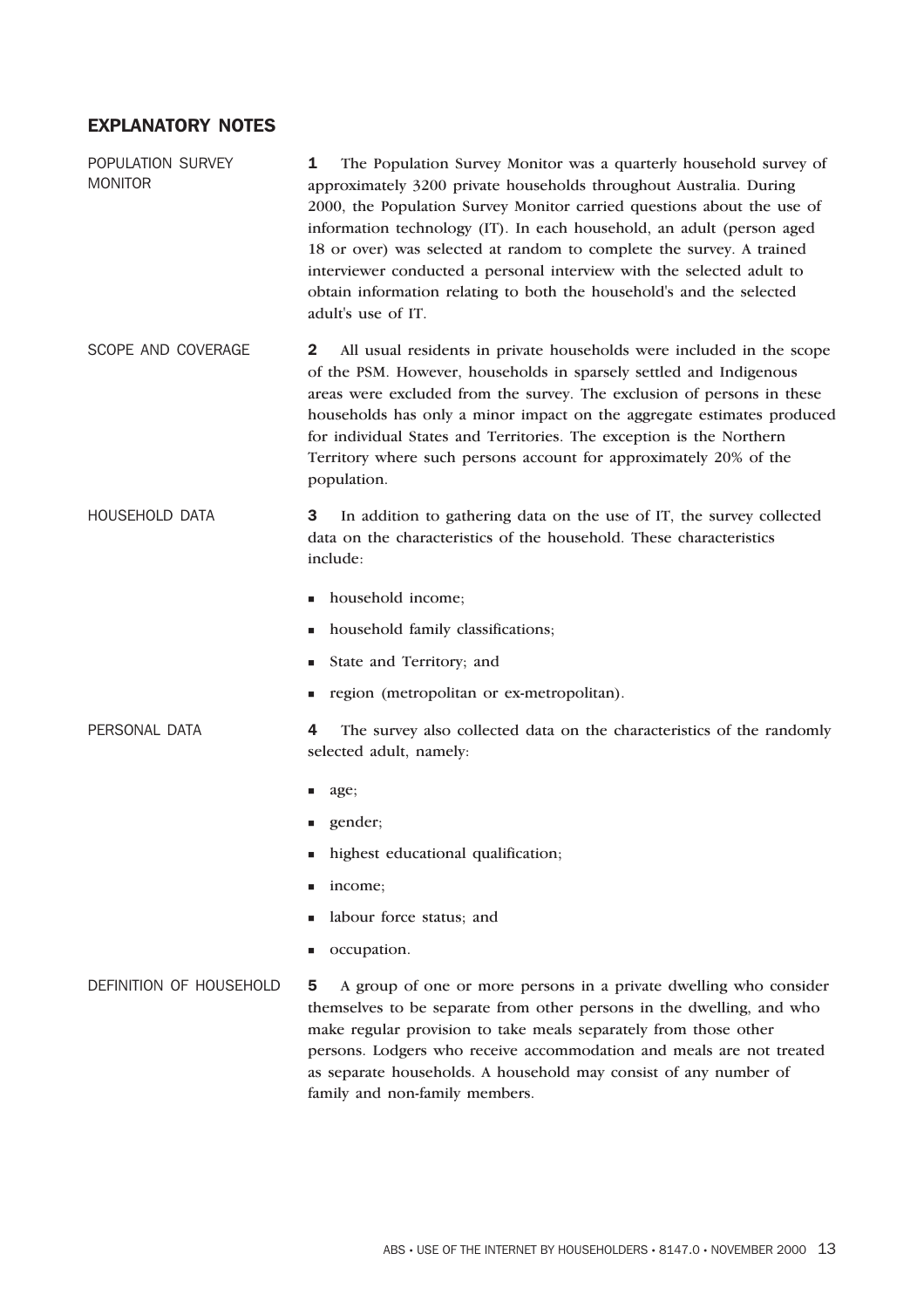## EXPLANATORY NOTES

### POPULATION SURVEY MONITOR

**1** The Population Survey Monitor was a quarterly household survey of approximately 3200 private households throughout Australia. During 2000, the Population Survey Monitor carried questions about the use of information technology (IT). In each household, an adult (person aged 18 or over) was selected at random to complete the survey. A trained interviewer conducted a personal interview with the selected adult to obtain information relating to both the household's and the selected adult's use of IT.

### SCOPE AND COVERAGE

**2** All usual residents in private households were included in the scope of the PSM. However, households in sparsely settled and Indigenous areas were excluded from the survey. The exclusion of persons in these households has only a minor impact on the aggregate estimates produced for individual States and Territories. The exception is the Northern Territory where such persons account for approximately 20% of the population.

### HOUSEHOLD DATA

**3** In addition to gathering data on the use of IT, the survey collected data on the characteristics of the household. These characteristics include:

- household income;
- household family classifications;
- State and Territory; and
- region (metropolitan or ex-metropolitan).

### PERSONAL DATA

**4** The survey also collected data on the characteristics of the randomly selected adult, namely:

- age;
- gender;
- highest educational qualification;
- income;
- labour force status; and
- occupation.

### DEFINITION OF HOUSEHOLD

**5** A group of one or more persons in a private dwelling who consider themselves to be separate from other persons in the dwelling, and who make regular provision to take meals separately from those other persons. Lodgers who receive accommodation and meals are not treated as separate households. A household may consist of any number of family and non-family members.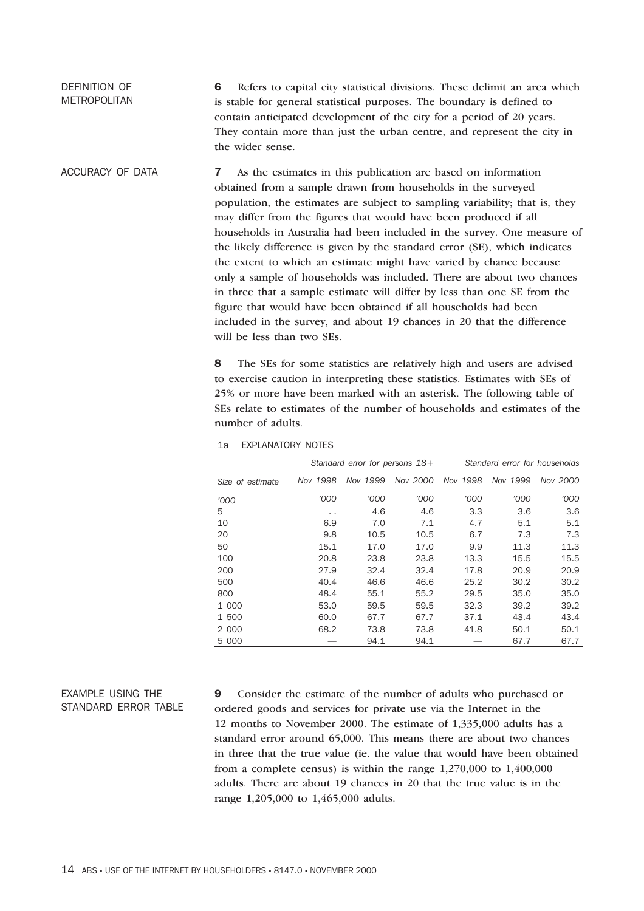### DEFINITION OF METROPOLITAN

**6** Refers to capital city statistical divisions. These delimit an area which is stable for general statistical purposes. The boundary is defined to contain anticipated development of the city for a period of 20 years. They contain more than just the urban centre, and represent the city in the wider sense.

### ACCURACY OF DATA

**7** As the estimates in this publication are based on information obtained from a sample drawn from households in the surveyed population, the estimates are subject to sampling variability; that is, they may differ from the figures that would have been produced if all households in Australia had been included in the survey. One measure of the likely difference is given by the standard error (SE), which indicates the extent to which an estimate might have varied by chance because only a sample of households was included. There are about two chances in three that a sample estimate will differ by less than one SE from the figure that would have been obtained if all households had been included in the survey, and about 19 chances in 20 that the difference will be less than two SEs.

**8** The SEs for some statistics are relatively high and users are advised to exercise caution in interpreting these statistics. Estimates with SEs of 25% or more have been marked with an asterisk. The following table of SEs relate to estimates of the number of households and estimates of the number of adults.

1a EXPLANATORY NOTES

| | *Standard error for persons 18+* | | | *Standard error for households* | | |
|---|---|---|---|---|---|---|
| *Size of estimate* | *Nov 1998* | *Nov 1999* | *Nov 2000* | *Nov 1998* | *Nov 1999* | *Nov 2000* |
| *'000* | *'000* | *'000* | *'000* | *'000* | *'000* | *'000* |
| 5 | . . | 4.6 | 4.6 | 3.3 | 3.6 | 3.6 |
| 10 | 6.9 | 7.0 | 7.1 | 4.7 | 5.1 | 5.1 |
| 20 | 9.8 | 10.5 | 10.5 | 6.7 | 7.3 | 7.3 |
| 50 | 15.1 | 17.0 | 17.0 | 9.9 | 11.3 | 11.3 |
| 100 | 20.8 | 23.8 | 23.8 | 13.3 | 15.5 | 15.5 |
| 200 | 27.9 | 32.4 | 32.4 | 17.8 | 20.9 | 20.9 |
| 500 | 40.4 | 46.6 | 46.6 | 25.2 | 30.2 | 30.2 |
| 800 | 48.4 | 55.1 | 55.2 | 29.5 | 35.0 | 35.0 |
| 1 000 | 53.0 | 59.5 | 59.5 | 32.3 | 39.2 | 39.2 |
| 1 500 | 60.0 | 67.7 | 67.7 | 37.1 | 43.4 | 43.4 |
| 2 000 | 68.2 | 73.8 | 73.8 | 41.8 | 50.1 | 50.1 |
| 5 000 | — | 94.1 | 94.1 | — | 67.7 | 67.7 |

### EXAMPLE USING THE STANDARD ERROR TABLE

**9** Consider the estimate of the number of adults who purchased or ordered goods and services for private use via the Internet in the 12 months to November 2000. The estimate of 1,335,000 adults has a standard error around 65,000. This means there are about two chances in three that the true value (ie. the value that would have been obtained from a complete census) is within the range 1,270,000 to 1,400,000 adults. There are about 19 chances in 20 that the true value is in the range 1,205,000 to 1,465,000 adults.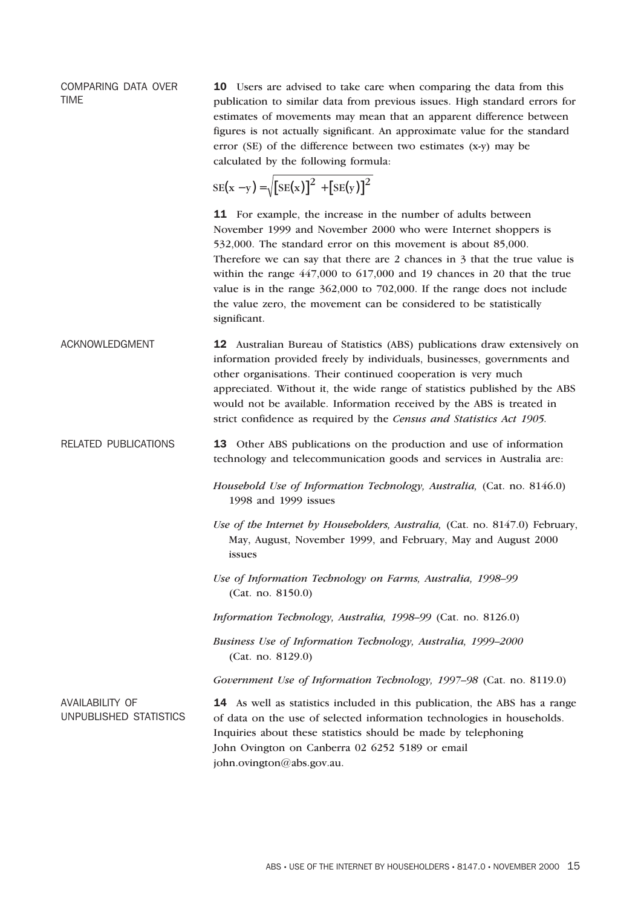## COMPARING DATA OVER TIME

**10** Users are advised to take care when comparing the data from this publication to similar data from previous issues. High standard errors for estimates of movements may mean that an apparent difference between figures is not actually significant. An approximate value for the standard error (SE) of the difference between two estimates (x-y) may be calculated by the following formula:

$$SE(x - y) = \sqrt{[SE(x)]^2 + [SE(y)]^2}$$

**11** For example, the increase in the number of adults between November 1999 and November 2000 who were Internet shoppers is 532,000. The standard error on this movement is about 85,000. Therefore we can say that there are 2 chances in 3 that the true value is within the range 447,000 to 617,000 and 19 chances in 20 that the true value is in the range 362,000 to 702,000. If the range does not include the value zero, the movement can be considered to be statistically significant.

## ACKNOWLEDGMENT

**12** Australian Bureau of Statistics (ABS) publications draw extensively on information provided freely by individuals, businesses, governments and other organisations. Their continued cooperation is very much appreciated. Without it, the wide range of statistics published by the ABS would not be available. Information received by the ABS is treated in strict confidence as required by the *Census and Statistics Act 1905.*

## RELATED PUBLICATIONS

**13** Other ABS publications on the production and use of information technology and telecommunication goods and services in Australia are:

*Household Use of Information Technology, Australia,* (Cat. no. 8146.0) 1998 and 1999 issues

*Use of the Internet by Householders, Australia,* (Cat. no. 8147.0) February, May, August, November 1999, and February, May and August 2000 issues

*Use of Information Technology on Farms, Australia, 1998–99* (Cat. no. 8150.0)

*Information Technology, Australia, 1998–99* (Cat. no. 8126.0)

*Business Use of Information Technology, Australia, 1999–2000* (Cat. no. 8129.0)

*Government Use of Information Technology, 1997–98* (Cat. no. 8119.0)

## AVAILABILITY OF UNPUBLISHED STATISTICS

**14** As well as statistics included in this publication, the ABS has a range of data on the use of selected information technologies in households. Inquiries about these statistics should be made by telephoning John Ovington on Canberra 02 6252 5189 or email john.ovington@abs.gov.au.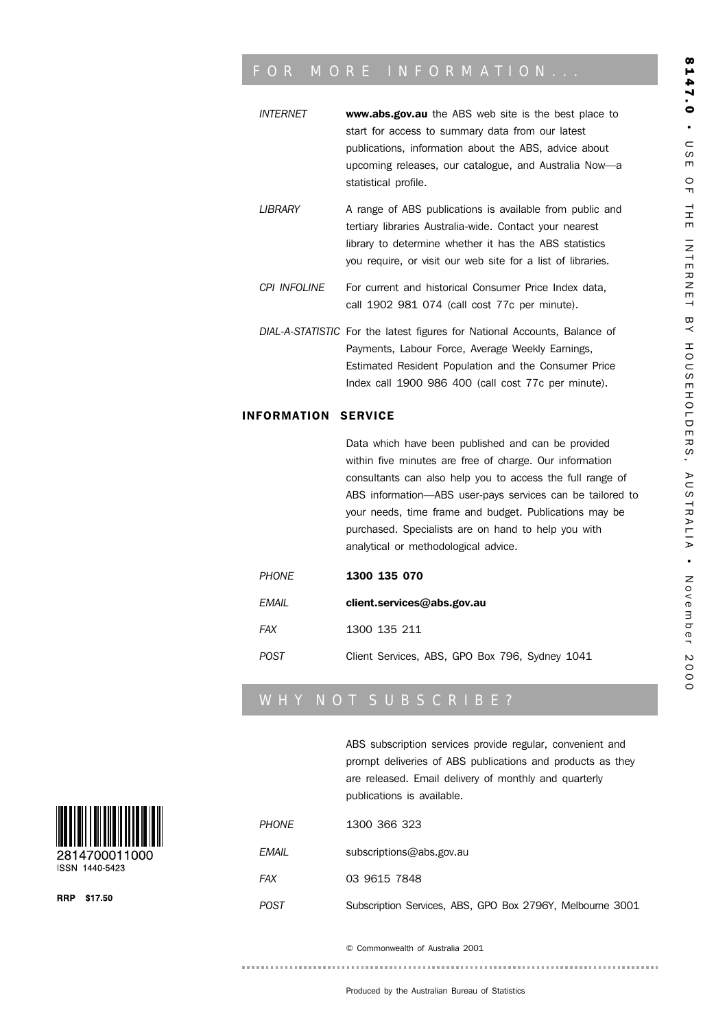## FOR MORE INFORMATION...

*INTERNET* **www.abs.gov.au** the ABS web site is the best place to start for access to summary data from our latest publications, information about the ABS, advice about upcoming releases, our catalogue, and Australia Now—a statistical profile.

*LIBRARY* A range of ABS publications is available from public and tertiary libraries Australia-wide. Contact your nearest library to determine whether it has the ABS statistics you require, or visit our web site for a list of libraries.

*CPI INFOLINE* For current and historical Consumer Price Index data, call 1902 981 074 (call cost 77c per minute).

*DIAL-A-STATISTIC* For the latest figures for National Accounts, Balance of Payments, Labour Force, Average Weekly Earnings, Estimated Resident Population and the Consumer Price Index call 1900 986 400 (call cost 77c per minute).

### INFORMATION SERVICE

Data which have been published and can be provided within five minutes are free of charge. Our information consultants can also help you to access the full range of ABS information—ABS user-pays services can be tailored to your needs, time frame and budget. Publications may be purchased. Specialists are on hand to help you with analytical or methodological advice.

*PHONE* **1300 135 070**

*EMAIL* **client.services@abs.gov.au**

*FAX* 1300 135 211

*POST* Client Services, ABS, GPO Box 796, Sydney 1041

## WHY NOT SUBSCRIBE?

ABS subscription services provide regular, convenient and prompt deliveries of ABS publications and products as they are released. Email delivery of monthly and quarterly publications is available.

*PHONE* 1300 366 323

*EMAIL* subscriptions@abs.gov.au

*FAX* 03 9615 7848

*POST* Subscription Services, ABS, GPO Box 2796Y, Melbourne 3001

© Commonwealth of Australia 2001

Produced by the Australian Bureau of Statistics

2814700011000
ISSN 1440-5423

**RRP $17.50**